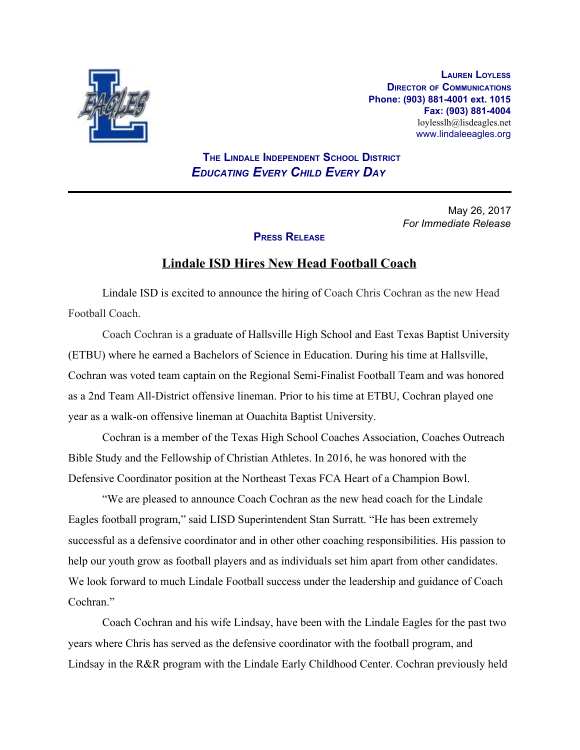**Lauren Loyless**
**Director of Communications**
**Phone: (903) 881-4001 ext. 1015**
**Fax: (903) 881-4004**
loylesslh@lisdeagles.net
www.lindaleeagles.org

**The Lindale Independent School District**
***Educating Every Child Every Day***

---

May 26, 2017
*For Immediate Release*

**Press Release**

## Lindale ISD Hires New Head Football Coach

Lindale ISD is excited to announce the hiring of Coach Chris Cochran as the new Head Football Coach.

Coach Cochran is a graduate of Hallsville High School and East Texas Baptist University (ETBU) where he earned a Bachelors of Science in Education. During his time at Hallsville, Cochran was voted team captain on the Regional Semi-Finalist Football Team and was honored as a 2nd Team All-District offensive lineman. Prior to his time at ETBU, Cochran played one year as a walk-on offensive lineman at Ouachita Baptist University.

Cochran is a member of the Texas High School Coaches Association, Coaches Outreach Bible Study and the Fellowship of Christian Athletes. In 2016, he was honored with the Defensive Coordinator position at the Northeast Texas FCA Heart of a Champion Bowl.

"We are pleased to announce Coach Cochran as the new head coach for the Lindale Eagles football program," said LISD Superintendent Stan Surratt. "He has been extremely successful as a defensive coordinator and in other other coaching responsibilities. His passion to help our youth grow as football players and as individuals set him apart from other candidates. We look forward to much Lindale Football success under the leadership and guidance of Coach Cochran."

Coach Cochran and his wife Lindsay, have been with the Lindale Eagles for the past two years where Chris has served as the defensive coordinator with the football program, and Lindsay in the R&R program with the Lindale Early Childhood Center. Cochran previously held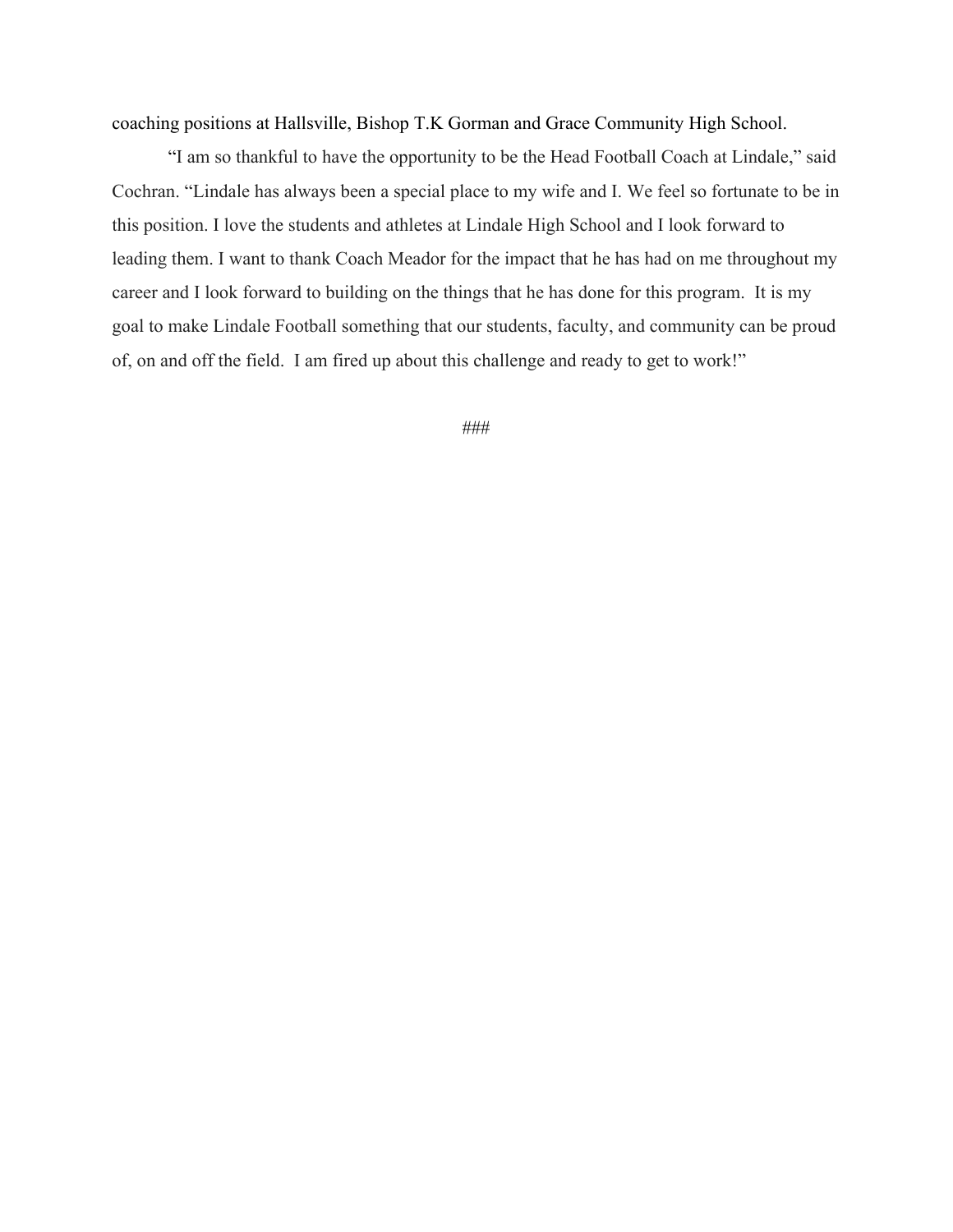coaching positions at Hallsville, Bishop T.K Gorman and Grace Community High School.

"I am so thankful to have the opportunity to be the Head Football Coach at Lindale," said Cochran. "Lindale has always been a special place to my wife and I. We feel so fortunate to be in this position. I love the students and athletes at Lindale High School and I look forward to leading them. I want to thank Coach Meador for the impact that he has had on me throughout my career and I look forward to building on the things that he has done for this program. It is my goal to make Lindale Football something that our students, faculty, and community can be proud of, on and off the field. I am fired up about this challenge and ready to get to work!"

###